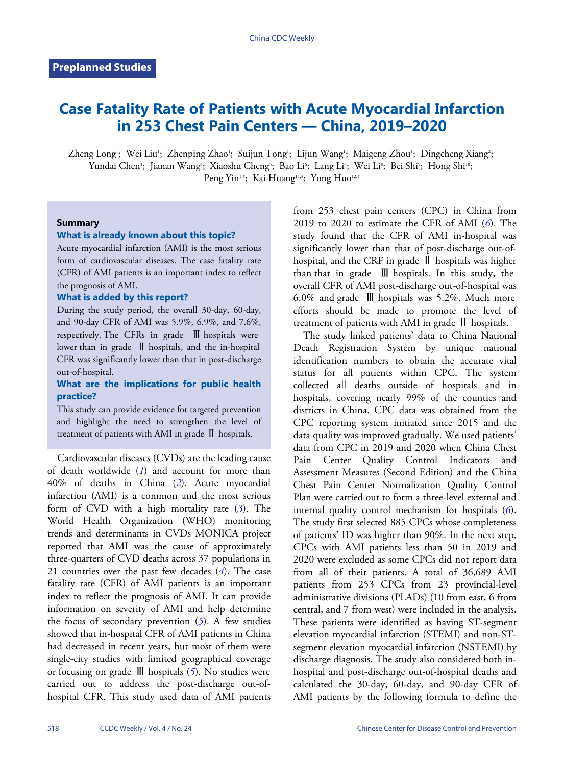Preplanned Studies

# Case Fatality Rate of Patients with Acute Myocardial Infarction in 253 Chest Pain Centers — China, 2019–2020

Zheng Long[1]; Wei Liu[1]; Zhenping Zhao[1]; Suijun Tong[1]; Lijun Wang[1]; Maigeng Zhou[1]; Dingcheng Xiang[2]; Yundai Chen[3]; Jianan Wang[4]; Xiaoshu Cheng[5]; Bao Li[6]; Lang Li[7]; Wei Li[8]; Bei Shi[9]; Hong Shi[10]; Peng Yin[1,#]; Kai Huang[11,#]; Yong Huo[12,#]

## Summary

### What is already known about this topic?

Acute myocardial infarction (AMI) is the most serious form of cardiovascular diseases. The case fatality rate (CFR) of AMI patients is an important index to reflect the prognosis of AMI.

### What is added by this report?

During the study period, the overall 30-day, 60-day, and 90-day CFR of AMI was 5.9%, 6.9%, and 7.6%, respectively. The CFRs in grade Ⅲ hospitals were lower than in grade Ⅱ hospitals, and the in-hospital CFR was significantly lower than that in post-discharge out-of-hospital.

### What are the implications for public health practice?

This study can provide evidence for targeted prevention and highlight the need to strengthen the level of treatment of patients with AMI in grade Ⅱ hospitals.

Cardiovascular diseases (CVDs) are the leading cause of death worldwide (*1*) and account for more than 40% of deaths in China (*2*). Acute myocardial infarction (AMI) is a common and the most serious form of CVD with a high mortality rate (*3*). The World Health Organization (WHO) monitoring trends and determinants in CVDs MONICA project reported that AMI was the cause of approximately three-quarters of CVD deaths across 37 populations in 21 countries over the past few decades (*4*). The case fatality rate (CFR) of AMI patients is an important index to reflect the prognosis of AMI. It can provide information on severity of AMI and help determine the focus of secondary prevention (*5*). A few studies showed that in-hospital CFR of AMI patients in China had decreased in recent years, but most of them were single-city studies with limited geographical coverage or focusing on grade Ⅲ hospitals (*5*). No studies were carried out to address the post-discharge out-of-hospital CFR. This study used data of AMI patients from 253 chest pain centers (CPC) in China from 2019 to 2020 to estimate the CFR of AMI (*6*). The study found that the CFR of AMI in-hospital was significantly lower than that of post-discharge out-of-hospital, and the CRF in grade Ⅱ hospitals was higher than that in grade Ⅲ hospitals. In this study, the overall CFR of AMI post-discharge out-of-hospital was 6.0% and grade Ⅲ hospitals was 5.2%. Much more efforts should be made to promote the level of treatment of patients with AMI in grade Ⅱ hospitals.

The study linked patients' data to China National Death Registration System by unique national identification numbers to obtain the accurate vital status for all patients within CPC. The system collected all deaths outside of hospitals and in hospitals, covering nearly 99% of the counties and districts in China. CPC data was obtained from the CPC reporting system initiated since 2015 and the data quality was improved gradually. We used patients' data from CPC in 2019 and 2020 when China Chest Pain Center Quality Control Indicators and Assessment Measures (Second Edition) and the China Chest Pain Center Normalization Quality Control Plan were carried out to form a three-level external and internal quality control mechanism for hospitals (*6*). The study first selected 885 CPCs whose completeness of patients' ID was higher than 90%. In the next step, CPCs with AMI patients less than 50 in 2019 and 2020 were excluded as some CPCs did not report data from all of their patients. A total of 36,689 AMI patients from 253 CPCs from 23 provincial-level administrative divisions (PLADs) (10 from east, 6 from central, and 7 from west) were included in the analysis. These patients were identified as having ST-segment elevation myocardial infarction (STEMI) and non-ST-segment elevation myocardial infarction (NSTEMI) by discharge diagnosis. The study also considered both in-hospital and post-discharge out-of-hospital deaths and calculated the 30-day, 60-day, and 90-day CFR of AMI patients by the following formula to define the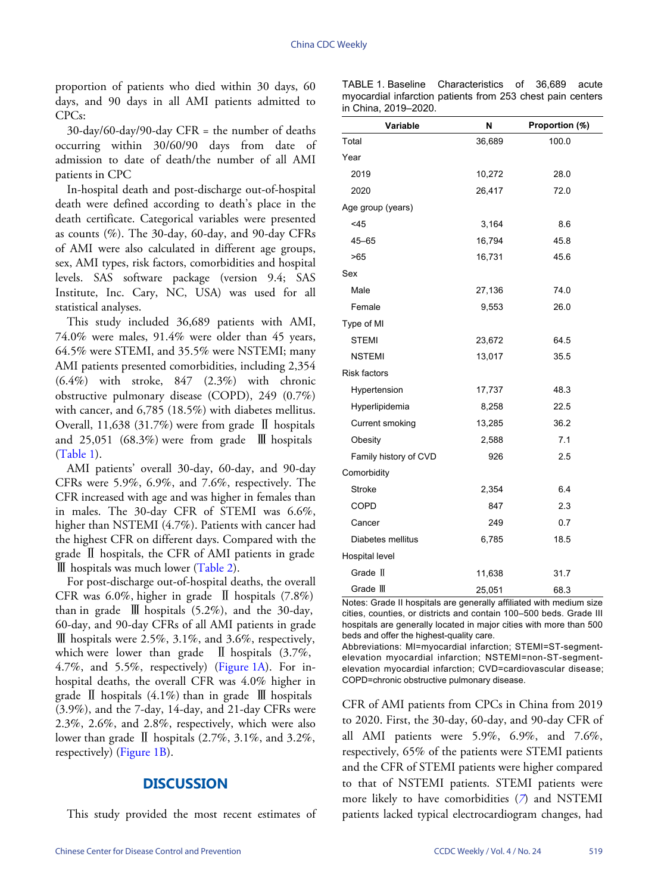proportion of patients who died within 30 days, 60 days, and 90 days in all AMI patients admitted to CPCs:

30-day/60-day/90-day CFR = the number of deaths occurring within 30/60/90 days from date of admission to date of death/the number of all AMI patients in CPC

In-hospital death and post-discharge out-of-hospital death were defined according to death's place in the death certificate. Categorical variables were presented as counts (%). The 30-day, 60-day, and 90-day CFRs of AMI were also calculated in different age groups, sex, AMI types, risk factors, comorbidities and hospital levels. SAS software package (version 9.4; SAS Institute, Inc. Cary, NC, USA) was used for all statistical analyses.

This study included 36,689 patients with AMI, 74.0% were males, 91.4% were older than 45 years, 64.5% were STEMI, and 35.5% were NSTEMI; many AMI patients presented comorbidities, including 2,354 (6.4%) with stroke, 847 (2.3%) with chronic obstructive pulmonary disease (COPD), 249 (0.7%) with cancer, and 6,785 (18.5%) with diabetes mellitus. Overall, 11,638 (31.7%) were from grade Ⅱ hospitals and 25,051 (68.3%) were from grade Ⅲ hospitals (Table 1).

AMI patients' overall 30-day, 60-day, and 90-day CFRs were 5.9%, 6.9%, and 7.6%, respectively. The CFR increased with age and was higher in females than in males. The 30-day CFR of STEMI was 6.6%, higher than NSTEMI (4.7%). Patients with cancer had the highest CFR on different days. Compared with the grade Ⅱ hospitals, the CFR of AMI patients in grade Ⅲ hospitals was much lower (Table 2).

For post-discharge out-of-hospital deaths, the overall CFR was 6.0%, higher in grade Ⅱ hospitals (7.8%) than in grade Ⅲ hospitals (5.2%), and the 30-day, 60-day, and 90-day CFRs of all AMI patients in grade Ⅲ hospitals were 2.5%, 3.1%, and 3.6%, respectively, which were lower than grade Ⅱ hospitals (3.7%, 4.7%, and 5.5%, respectively) (Figure 1A). For in-hospital deaths, the overall CFR was 4.0% higher in grade Ⅱ hospitals (4.1%) than in grade Ⅲ hospitals (3.9%), and the 7-day, 14-day, and 21-day CFRs were 2.3%, 2.6%, and 2.8%, respectively, which were also lower than grade Ⅱ hospitals (2.7%, 3.1%, and 3.2%, respectively) (Figure 1B).

## DISCUSSION

This study provided the most recent estimates of CFR of AMI patients from CPCs in China from 2019 to 2020. First, the 30-day, 60-day, and 90-day CFR of all AMI patients were 5.9%, 6.9%, and 7.6%, respectively, 65% of the patients were STEMI patients and the CFR of STEMI patients were higher compared to that of NSTEMI patients. STEMI patients were more likely to have comorbidities (7) and NSTEMI patients lacked typical electrocardiogram changes, had

TABLE 1. Baseline Characteristics of 36,689 acute myocardial infarction patients from 253 chest pain centers in China, 2019–2020.

| Variable | N | Proportion (%) |
|---|---|---|
| Total | 36,689 | 100.0 |
| Year | | |
| 2019 | 10,272 | 28.0 |
| 2020 | 26,417 | 72.0 |
| Age group (years) | | |
| <45 | 3,164 | 8.6 |
| 45–65 | 16,794 | 45.8 |
| >65 | 16,731 | 45.6 |
| Sex | | |
| Male | 27,136 | 74.0 |
| Female | 9,553 | 26.0 |
| Type of MI | | |
| STEMI | 23,672 | 64.5 |
| NSTEMI | 13,017 | 35.5 |
| Risk factors | | |
| Hypertension | 17,737 | 48.3 |
| Hyperlipidemia | 8,258 | 22.5 |
| Current smoking | 13,285 | 36.2 |
| Obesity | 2,588 | 7.1 |
| Family history of CVD | 926 | 2.5 |
| Comorbidity | | |
| Stroke | 2,354 | 6.4 |
| COPD | 847 | 2.3 |
| Cancer | 249 | 0.7 |
| Diabetes mellitus | 6,785 | 18.5 |
| Hospital level | | |
| Grade Ⅱ | 11,638 | 31.7 |
| Grade Ⅲ | 25,051 | 68.3 |

Notes: Grade II hospitals are generally affiliated with medium size cities, counties, or districts and contain 100–500 beds. Grade III hospitals are generally located in major cities with more than 500 beds and offer the highest-quality care.

Abbreviations: MI=myocardial infarction; STEMI=ST-segment-elevation myocardial infarction; NSTEMI=non-ST-segment-elevation myocardial infarction; CVD=cardiovascular disease; COPD=chronic obstructive pulmonary disease.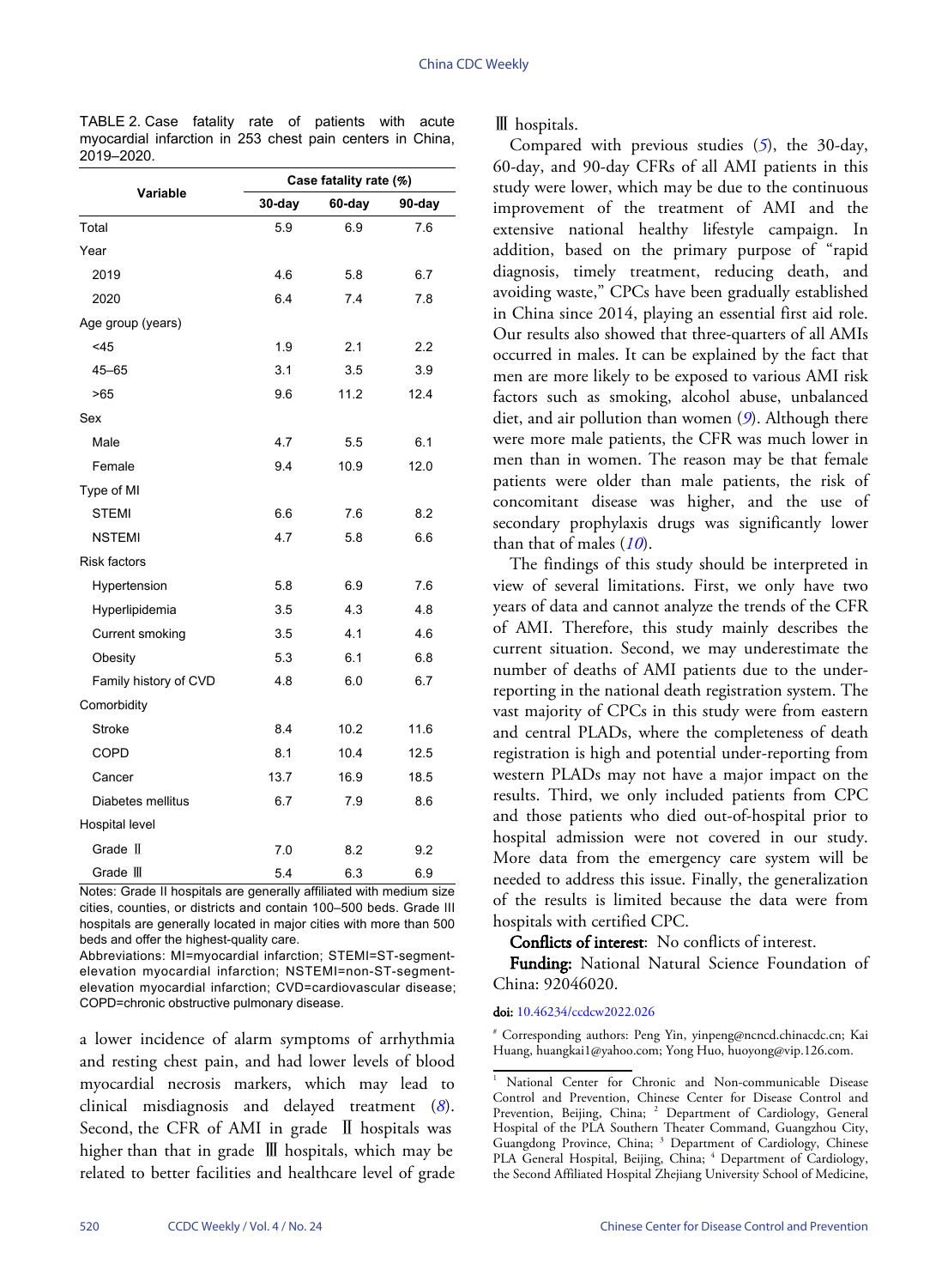TABLE 2. Case fatality rate of patients with acute myocardial infarction in 253 chest pain centers in China, 2019–2020.

| Variable | Case fatality rate (%) | | |
|---|---|---|---|
| | 30-day | 60-day | 90-day |
| Total | 5.9 | 6.9 | 7.6 |
| Year | | | |
| 2019 | 4.6 | 5.8 | 6.7 |
| 2020 | 6.4 | 7.4 | 7.8 |
| Age group (years) | | | |
| <45 | 1.9 | 2.1 | 2.2 |
| 45–65 | 3.1 | 3.5 | 3.9 |
| >65 | 9.6 | 11.2 | 12.4 |
| Sex | | | |
| Male | 4.7 | 5.5 | 6.1 |
| Female | 9.4 | 10.9 | 12.0 |
| Type of MI | | | |
| STEMI | 6.6 | 7.6 | 8.2 |
| NSTEMI | 4.7 | 5.8 | 6.6 |
| Risk factors | | | |
| Hypertension | 5.8 | 6.9 | 7.6 |
| Hyperlipidemia | 3.5 | 4.3 | 4.8 |
| Current smoking | 3.5 | 4.1 | 4.6 |
| Obesity | 5.3 | 6.1 | 6.8 |
| Family history of CVD | 4.8 | 6.0 | 6.7 |
| Comorbidity | | | |
| Stroke | 8.4 | 10.2 | 11.6 |
| COPD | 8.1 | 10.4 | 12.5 |
| Cancer | 13.7 | 16.9 | 18.5 |
| Diabetes mellitus | 6.7 | 7.9 | 8.6 |
| Hospital level | | | |
| Grade Ⅱ | 7.0 | 8.2 | 9.2 |
| Grade Ⅲ | 5.4 | 6.3 | 6.9 |

Notes: Grade II hospitals are generally affiliated with medium size cities, counties, or districts and contain 100–500 beds. Grade III hospitals are generally located in major cities with more than 500 beds and offer the highest-quality care.

Abbreviations: MI=myocardial infarction; STEMI=ST-segment-elevation myocardial infarction; NSTEMI=non-ST-segment-elevation myocardial infarction; CVD=cardiovascular disease; COPD=chronic obstructive pulmonary disease.

a lower incidence of alarm symptoms of arrhythmia and resting chest pain, and had lower levels of blood myocardial necrosis markers, which may lead to clinical misdiagnosis and delayed treatment (*8*). Second, the CFR of AMI in grade Ⅱ hospitals was higher than that in grade Ⅲ hospitals, which may be related to better facilities and healthcare level of grade Ⅲ hospitals.

Compared with previous studies (*5*), the 30-day, 60-day, and 90-day CFRs of all AMI patients in this study were lower, which may be due to the continuous improvement of the treatment of AMI and the extensive national healthy lifestyle campaign. In addition, based on the primary purpose of "rapid diagnosis, timely treatment, reducing death, and avoiding waste," CPCs have been gradually established in China since 2014, playing an essential first aid role. Our results also showed that three-quarters of all AMIs occurred in males. It can be explained by the fact that men are more likely to be exposed to various AMI risk factors such as smoking, alcohol abuse, unbalanced diet, and air pollution than women (*9*). Although there were more male patients, the CFR was much lower in men than in women. The reason may be that female patients were older than male patients, the risk of concomitant disease was higher, and the use of secondary prophylaxis drugs was significantly lower than that of males (*10*).

The findings of this study should be interpreted in view of several limitations. First, we only have two years of data and cannot analyze the trends of the CFR of AMI. Therefore, this study mainly describes the current situation. Second, we may underestimate the number of deaths of AMI patients due to the under-reporting in the national death registration system. The vast majority of CPCs in this study were from eastern and central PLADs, where the completeness of death registration is high and potential under-reporting from western PLADs may not have a major impact on the results. Third, we only included patients from CPC and those patients who died out-of-hospital prior to hospital admission were not covered in our study. More data from the emergency care system will be needed to address this issue. Finally, the generalization of the results is limited because the data were from hospitals with certified CPC.

**Conflicts of interest**: No conflicts of interest.

**Funding:** National Natural Science Foundation of China: 92046020.

**doi:** 10.46234/ccdcw2022.026

[#] Corresponding authors: Peng Yin, yinpeng@ncncd.chinacdc.cn; Kai Huang, huangkai1@yahoo.com; Yong Huo, huoyong@vip.126.com.

[1] National Center for Chronic and Non-communicable Disease Control and Prevention, Chinese Center for Disease Control and Prevention, Beijing, China; [2] Department of Cardiology, General Hospital of the PLA Southern Theater Command, Guangzhou City, Guangdong Province, China; [3] Department of Cardiology, Chinese PLA General Hospital, Beijing, China; [4] Department of Cardiology, the Second Affiliated Hospital Zhejiang University School of Medicine,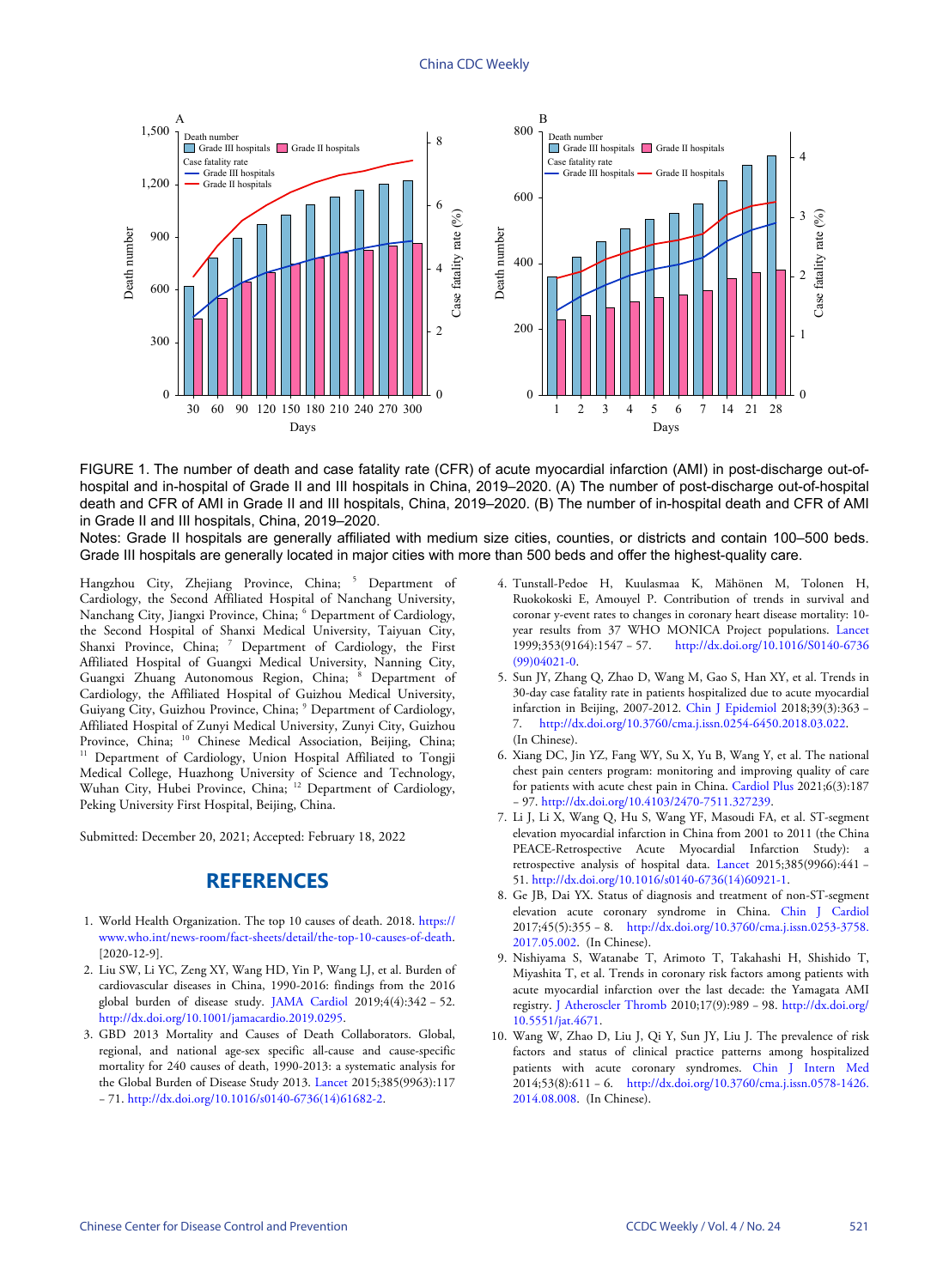A

Death number

Grade III hospitals Grade II hospitals

Case fatality rate

Grade III hospitals

Grade II hospitals

1,500

1,200

900

600

300

0

Death number

30 60 90 120 150 180 210 240 270 300

Days

8

6

4

2

0

Case fatality rate (%)

B

Death number

Grade III hospitals Grade II hospitals

Case fatality rate

Grade III hospitals Grade II hospitals

800

600

400

200

0

Death number

1 2 3 4 5 6 7 14 21 28

Days

4

3

2

1

0

Case fatality rate (%)

FIGURE 1. The number of death and case fatality rate (CFR) of acute myocardial infarction (AMI) in post-discharge out-of-hospital and in-hospital of Grade II and III hospitals in China, 2019–2020. (A) The number of post-discharge out-of-hospital death and CFR of AMI in Grade II and III hospitals, China, 2019–2020. (B) The number of in-hospital death and CFR of AMI in Grade II and III hospitals, China, 2019–2020.

Notes: Grade II hospitals are generally affiliated with medium size cities, counties, or districts and contain 100–500 beds. Grade III hospitals are generally located in major cities with more than 500 beds and offer the highest-quality care.

Hangzhou City, Zhejiang Province, China; [5] Department of Cardiology, the Second Affiliated Hospital of Nanchang University, Nanchang City, Jiangxi Province, China; [6] Department of Cardiology, the Second Hospital of Shanxi Medical University, Taiyuan City, Shanxi Province, China; [7] Department of Cardiology, the First Affiliated Hospital of Guangxi Medical University, Nanning City, Guangxi Zhuang Autonomous Region, China; [8] Department of Cardiology, the Affiliated Hospital of Guizhou Medical University, Guiyang City, Guizhou Province, China; [9] Department of Cardiology, Affiliated Hospital of Zunyi Medical University, Zunyi City, Guizhou Province, China; [10] Chinese Medical Association, Beijing, China; [11] Department of Cardiology, Union Hospital Affiliated to Tongji Medical College, Huazhong University of Science and Technology, Wuhan City, Hubei Province, China; [12] Department of Cardiology, Peking University First Hospital, Beijing, China.

Submitted: December 20, 2021; Accepted: February 18, 2022

## REFERENCES

1. World Health Organization. The top 10 causes of death. 2018. https://www.who.int/news-room/fact-sheets/detail/the-top-10-causes-of-death. [2020-12-9].
2. Liu SW, Li YC, Zeng XY, Wang HD, Yin P, Wang LJ, et al. Burden of cardiovascular diseases in China, 1990-2016: findings from the 2016 global burden of disease study. JAMA Cardiol 2019;4(4):342 – 52. http://dx.doi.org/10.1001/jamacardio.2019.0295.
3. GBD 2013 Mortality and Causes of Death Collaborators. Global, regional, and national age-sex specific all-cause and cause-specific mortality for 240 causes of death, 1990-2013: a systematic analysis for the Global Burden of Disease Study 2013. Lancet 2015;385(9963):117 – 71. http://dx.doi.org/10.1016/s0140-6736(14)61682-2.
4. Tunstall-Pedoe H, Kuulasmaa K, Mähönen M, Tolonen H, Ruokokoski E, Amouyel P. Contribution of trends in survival and coronar y-event rates to changes in coronary heart disease mortality: 10-year results from 37 WHO MONICA Project populations. Lancet 1999;353(9164):1547 – 57. http://dx.doi.org/10.1016/S0140-6736(99)04021-0.
5. Sun JY, Zhang Q, Zhao D, Wang M, Gao S, Han XY, et al. Trends in 30-day case fatality rate in patients hospitalized due to acute myocardial infarction in Beijing, 2007-2012. Chin J Epidemiol 2018;39(3):363 – 7. http://dx.doi.org/10.3760/cma.j.issn.0254-6450.2018.03.022. (In Chinese).
6. Xiang DC, Jin YZ, Fang WY, Su X, Yu B, Wang Y, et al. The national chest pain centers program: monitoring and improving quality of care for patients with acute chest pain in China. Cardiol Plus 2021;6(3):187 – 97. http://dx.doi.org/10.4103/2470-7511.327239.
7. Li J, Li X, Wang Q, Hu S, Wang YF, Masoudi FA, et al. ST-segment elevation myocardial infarction in China from 2001 to 2011 (the China PEACE-Retrospective Acute Myocardial Infarction Study): a retrospective analysis of hospital data. Lancet 2015;385(9966):441 – 51. http://dx.doi.org/10.1016/s0140-6736(14)60921-1.
8. Ge JB, Dai YX. Status of diagnosis and treatment of non-ST-segment elevation acute coronary syndrome in China. Chin J Cardiol 2017;45(5):355 – 8. http://dx.doi.org/10.3760/cma.j.issn.0253-3758.2017.05.002. (In Chinese).
9. Nishiyama S, Watanabe T, Arimoto T, Takahashi H, Shishido T, Miyashita T, et al. Trends in coronary risk factors among patients with acute myocardial infarction over the last decade: the Yamagata AMI registry. J Atheroscler Thromb 2010;17(9):989 – 98. http://dx.doi.org/10.5551/jat.4671.
10. Wang W, Zhao D, Liu J, Qi Y, Sun JY, Liu J. The prevalence of risk factors and status of clinical practice patterns among hospitalized patients with acute coronary syndromes. Chin J Intern Med 2014;53(8):611 – 6. http://dx.doi.org/10.3760/cma.j.issn.0578-1426.2014.08.008. (In Chinese).